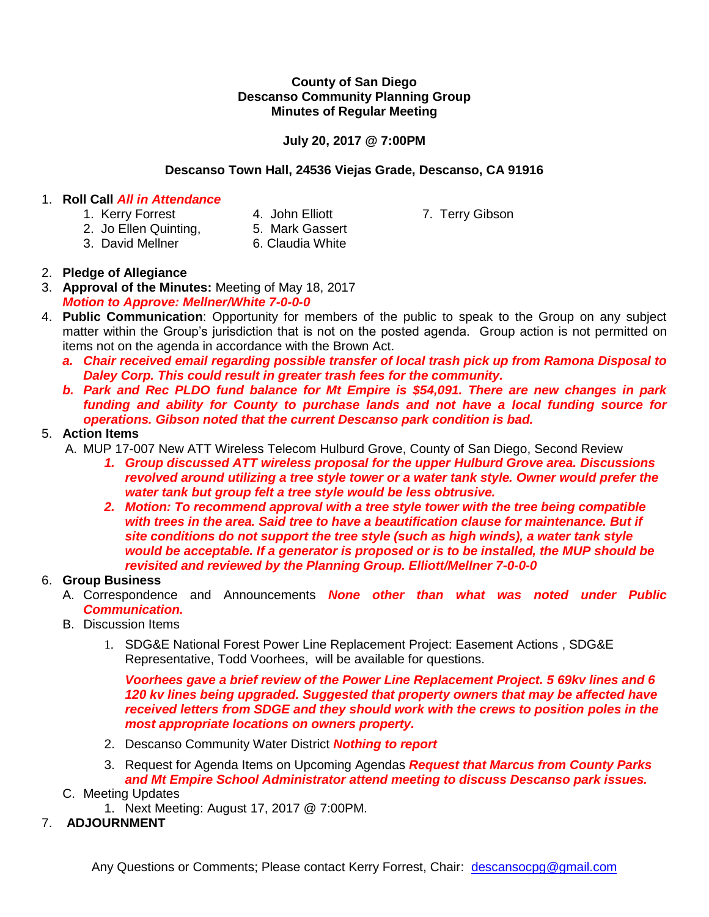**County of San Diego**
**Descanso Community Planning Group**
**Minutes of Regular Meeting**

**July 20, 2017 @ 7:00PM**

**Descanso Town Hall, 24536 Viejas Grade, Descanso, CA 91916**

1. **Roll Call** ***All in Attendance***
   1. Kerry Forrest
   2. Jo Ellen Quinting,
   3. David Mellner
   4. John Elliott
   5. Mark Gassert
   6. Claudia White
   7. Terry Gibson
2. **Pledge of Allegiance**
3. **Approval of the Minutes:** Meeting of May 18, 2017
   ***Motion to Approve: Mellner/White 7-0-0-0***
4. **Public Communication**: Opportunity for members of the public to speak to the Group on any subject matter within the Group's jurisdiction that is not on the posted agenda. Group action is not permitted on items not on the agenda in accordance with the Brown Act.
   a. ***Chair received email regarding possible transfer of local trash pick up from Ramona Disposal to Daley Corp. This could result in greater trash fees for the community.***
   b. ***Park and Rec PLDO fund balance for Mt Empire is $54,091. There are new changes in park funding and ability for County to purchase lands and not have a local funding source for operations. Gibson noted that the current Descanso park condition is bad.***
5. **Action Items**
   A. MUP 17-007 New ATT Wireless Telecom Hulburd Grove, County of San Diego, Second Review
      1. ***Group discussed ATT wireless proposal for the upper Hulburd Grove area. Discussions revolved around utilizing a tree style tower or a water tank style. Owner would prefer the water tank but group felt a tree style would be less obtrusive.***
      2. ***Motion: To recommend approval with a tree style tower with the tree being compatible with trees in the area. Said tree to have a beautification clause for maintenance. But if site conditions do not support the tree style (such as high winds), a water tank style would be acceptable. If a generator is proposed or is to be installed, the MUP should be revisited and reviewed by the Planning Group. Elliott/Mellner 7-0-0-0***
6. **Group Business**
   A. Correspondence and Announcements ***None other than what was noted under Public Communication.***
   B. Discussion Items
      1. SDG&E National Forest Power Line Replacement Project: Easement Actions , SDG&E Representative, Todd Voorhees, will be available for questions.

         ***Voorhees gave a brief review of the Power Line Replacement Project. 5 69kv lines and 6 120 kv lines being upgraded. Suggested that property owners that may be affected have received letters from SDGE and they should work with the crews to position poles in the most appropriate locations on owners property.***
      2. Descanso Community Water District ***Nothing to report***
      3. Request for Agenda Items on Upcoming Agendas ***Request that Marcus from County Parks and Mt Empire School Administrator attend meeting to discuss Descanso park issues.***
   C. Meeting Updates
      1. Next Meeting: August 17, 2017 @ 7:00PM.
7. **ADJOURNMENT**

Any Questions or Comments; Please contact Kerry Forrest, Chair: descansocpg@gmail.com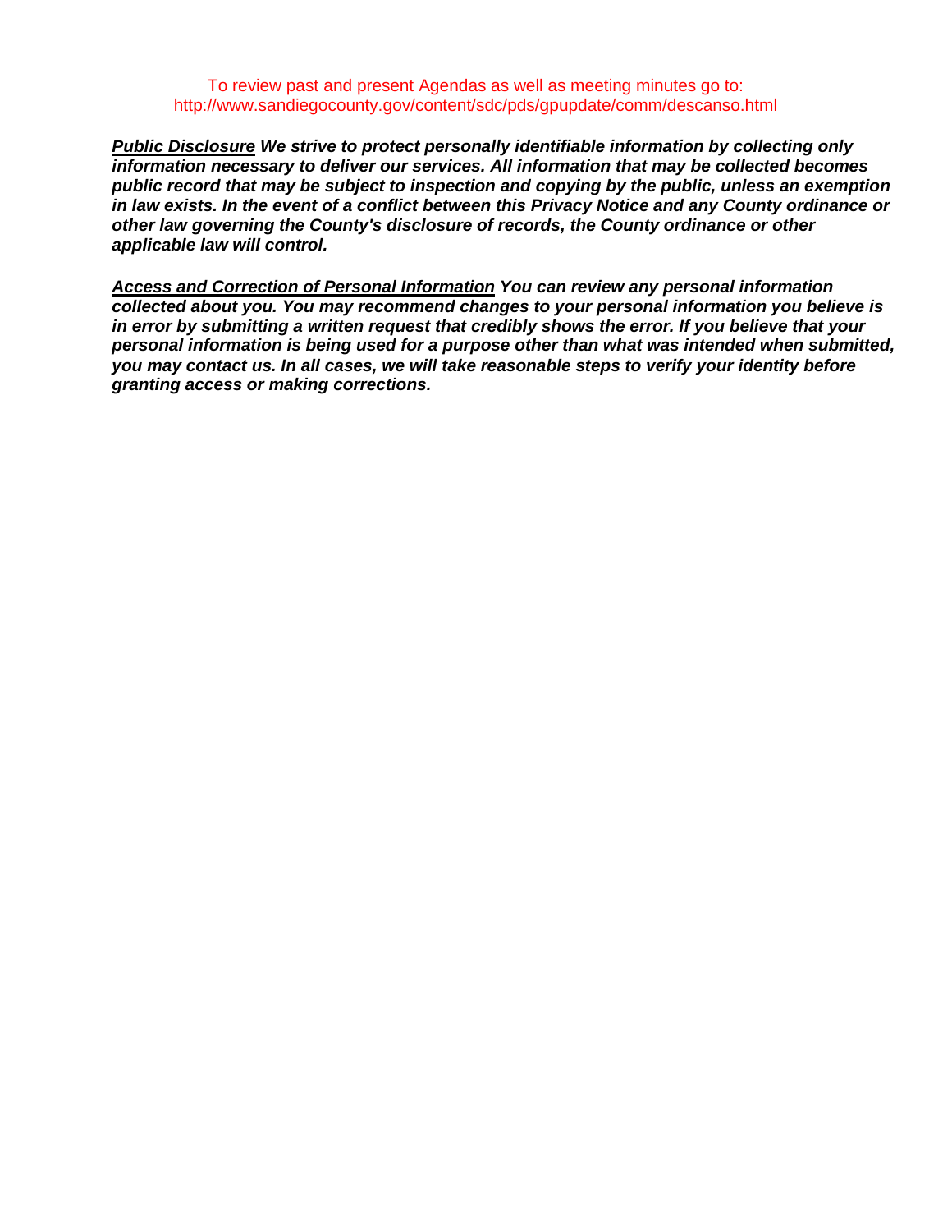To review past and present Agendas as well as meeting minutes go to:
http://www.sandiegocounty.gov/content/sdc/pds/gpupdate/comm/descanso.html

***Public Disclosure*** ***We strive to protect personally identifiable information by collecting only information necessary to deliver our services. All information that may be collected becomes public record that may be subject to inspection and copying by the public, unless an exemption in law exists. In the event of a conflict between this Privacy Notice and any County ordinance or other law governing the County's disclosure of records, the County ordinance or other applicable law will control.***

***Access and Correction of Personal Information*** ***You can review any personal information collected about you. You may recommend changes to your personal information you believe is in error by submitting a written request that credibly shows the error. If you believe that your personal information is being used for a purpose other than what was intended when submitted, you may contact us. In all cases, we will take reasonable steps to verify your identity before granting access or making corrections.***